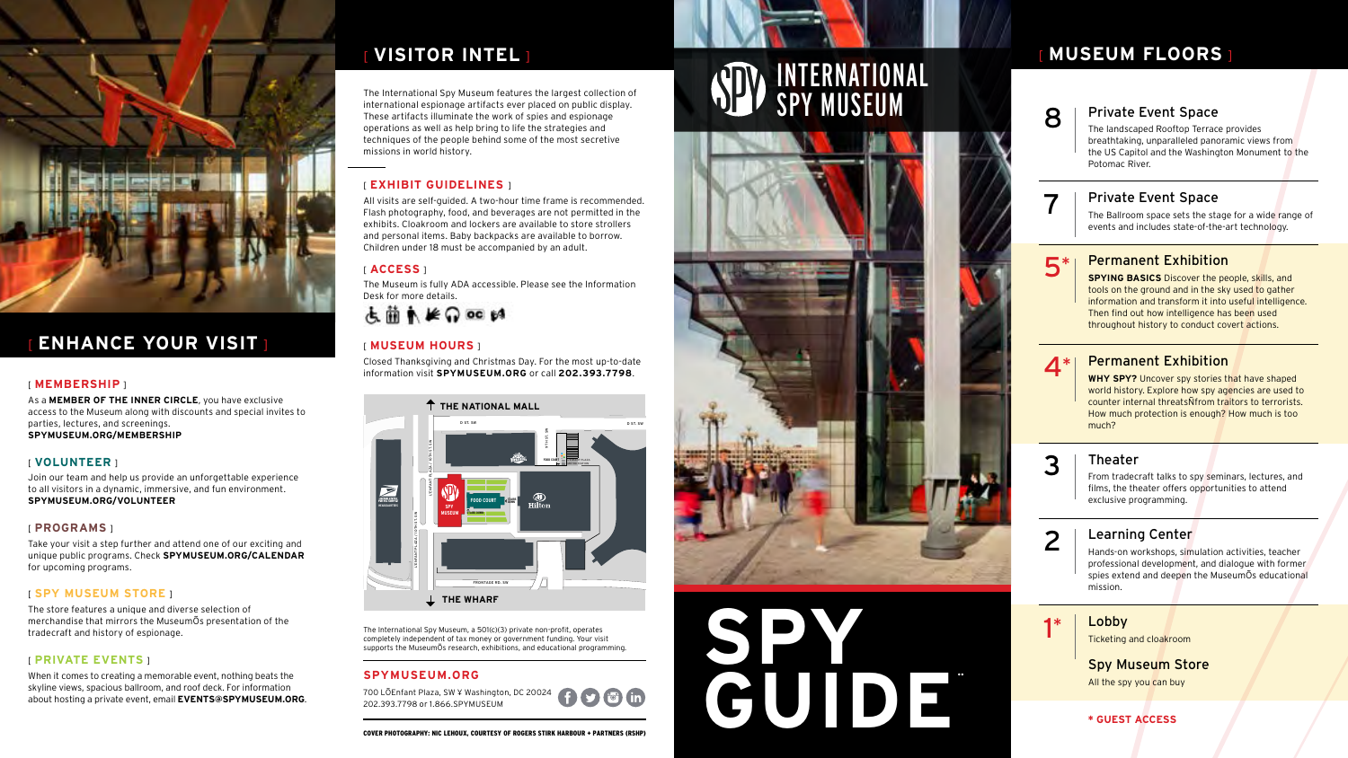# [ ENHANCE YOUR VISIT ]

### [ MEMBERSHIP ]

As a **MEMBER OF THE INNER CIRCLE**, you have exclusive access to the Museum along with discounts and special invites to parties, lectures, and screenings.
**SPYMUSEUM.ORG/MEMBERSHIP**

### [ VOLUNTEER ]

Join our team and help us provide an unforgettable experience to all visitors in a dynamic, immersive, and fun environment.
**SPYMUSEUM.ORG/VOLUNTEER**

### [ PROGRAMS ]

Take your visit a step further and attend one of our exciting and unique public programs. Check **SPYMUSEUM.ORG/CALENDAR** for upcoming programs.

### [ SPY MUSEUM STORE ]

The store features a unique and diverse selection of merchandise that mirrors the MuseumÕs presentation of the tradecraft and history of espionage.

### [ PRIVATE EVENTS ]

When it comes to creating a memorable event, nothing beats the skyline views, spacious ballroom, and roof deck. For information about hosting a private event, email **EVENTS@SPYMUSEUM.ORG**.

# [ VISITOR INTEL ]

The International Spy Museum features the largest collection of international espionage artifacts ever placed on public display. These artifacts illuminate the work of spies and espionage operations as well as help bring to life the strategies and techniques of the people behind some of the most secretive missions in world history.

### [ EXHIBIT GUIDELINES ]

All visits are self-guided. A two-hour time frame is recommended. Flash photography, food, and beverages are not permitted in the exhibits. Cloakroom and lockers are available to store strollers and personal items. Baby backpacks are available to borrow. Children under 18 must be accompanied by an adult.

### [ ACCESS ]

The Museum is fully ADA accessible. Please see the Information Desk for more details.

### [ MUSEUM HOURS ]

Closed Thanksgiving and Christmas Day. For the most up-to-date information visit **SPYMUSEUM.ORG** or call **202.393.7798**.

THE NATIONAL MALL

D ST. SW

SPY MUSEUM

FOOD COURT

Hilton

FRONTAGE RD. SW

THE WHARF

The International Spy Museum, a 501(c)(3) private non-profit, operates completely independent of tax money or government funding. Your visit supports the MuseumÕs research, exhibitions, and educational programming.

### SPYMUSEUM.ORG

700 LÕEnfant Plaza, SW ¥ Washington, DC 20024
202.393.7798 or 1.866.SPYMUSEUM

COVER PHOTOGRAPHY: NIC LEHOUX, COURTESY OF ROGERS STIRK HARBOUR + PARTNERS (RSHP)

# INTERNATIONAL SPY MUSEUM

# SPY GUIDE

# [ MUSEUM FLOORS ]

**8** — **Private Event Space**
The landscaped Rooftop Terrace provides breathtaking, unparalleled panoramic views from the US Capitol and the Washington Monument to the Potomac River.

**7** — **Private Event Space**
The Ballroom space sets the stage for a wide range of events and includes state-of-the-art technology.

**5*** — **Permanent Exhibition**
**SPYING BASICS** Discover the people, skills, and tools on the ground and in the sky used to gather information and transform it into useful intelligence. Then find out how intelligence has been used throughout history to conduct covert actions.

**4*** — **Permanent Exhibition**
**WHY SPY?** Uncover spy stories that have shaped world history. Explore how spy agencies are used to counter internal threatsÑfrom traitors to terrorists. How much protection is enough? How much is too much?

**3** — **Theater**
From tradecraft talks to spy seminars, lectures, and films, the theater offers opportunities to attend exclusive programming.

**2** — **Learning Center**
Hands-on workshops, simulation activities, teacher professional development, and dialogue with former spies extend and deepen the MuseumÕs educational mission.

**1*** — **Lobby**
Ticketing and cloakroom

**Spy Museum Store**
All the spy you can buy

*** GUEST ACCESS**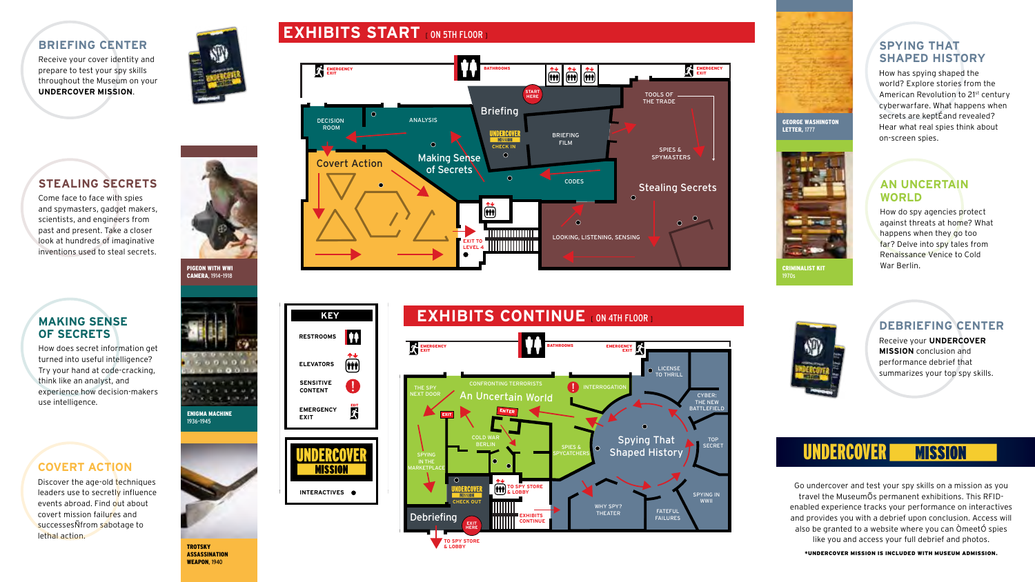## BRIEFING CENTER

Receive your cover identity and prepare to test your spy skills throughout the Museum on your **UNDERCOVER MISSION**.

## STEALING SECRETS

Come face to face with spies and spymasters, gadget makers, scientists, and engineers from past and present. Take a closer look at hundreds of imaginative inventions used to steal secrets.

**PIGEON WITH WWI CAMERA**, 1914–1918

## MAKING SENSE OF SECRETS

How does secret information get turned into useful intelligence? Try your hand at code-cracking, think like an analyst, and experience how decision-makers use intelligence.

**ENIGMA MACHINE** 1936–1945

## COVERT ACTION

Discover the age-old techniques leaders use to secretly influence events abroad. Find out about covert mission failures and successesÑfrom sabotage to lethal action.

**TROTSKY ASSASSINATION WEAPON**, 1940

# EXHIBITS START [ ON 5TH FLOOR ]

EMERGENCY EXIT
BATHROOMS
EMERGENCY EXIT
START HERE
TOOLS OF THE TRADE
DECISION ROOM
ANALYSIS
Briefing
UNDERCOVER MISSION CHECK IN
BRIEFING FILM
SPIES & SPYMASTERS
Covert Action
Making Sense of Secrets
CODES
Stealing Secrets
EXIT TO LEVEL 4
LOOKING, LISTENING, SENSING

## KEY

RESTROOMS
ELEVATORS
SENSITIVE CONTENT
EMERGENCY EXIT
UNDERCOVER MISSION
INTERACTIVES

# EXHIBITS CONTINUE [ ON 4TH FLOOR ]

EMERGENCY EXIT
BATHROOMS
EMERGENCY EXIT
LICENSE TO THRILL
THE SPY NEXT DOOR
CONFRONTING TERRORISTS
An Uncertain World
INTERROGATION
CYBER: THE NEW BATTLEFIELD
EXIT
ENTER
COLD WAR BERLIN
SPIES & SPYCATCHERS
Spying That Shaped History
TOP SECRET
SPYING IN THE MARKETPLACE
UNDERCOVER MISSION CHECK OUT
TO SPY STORE & LOBBY
WHY SPY? THEATER
SPYING IN WWII
Debriefing
EXHIBITS CONTINUE
EXIT HERE
FATEFUL FAILURES
TO SPY STORE & LOBBY

**GEORGE WASHINGTON LETTER**, 1777

## SPYING THAT SHAPED HISTORY

How has spying shaped the world? Explore stories from the American Revolution to 21st century cyberwarfare. What happens when secrets are keptÉand revealed? Hear what real spies think about on-screen spies.

**CRIMINALIST KIT** 1970s

## AN UNCERTAIN WORLD

How do spy agencies protect against threats at home? What happens when they go too far? Delve into spy tales from Renaissance Venice to Cold War Berlin.

## DEBRIEFING CENTER

Receive your **UNDERCOVER MISSION** conclusion and performance debrief that summarizes your top spy skills.

## UNDERCOVER MISSION

Go undercover and test your spy skills on a mission as you travel the MuseumÕs permanent exhibitions. This RFID-enabled experience tracks your performance on interactives and provides you with a debrief upon conclusion. Access will also be granted to a website where you can ÒmeetÓ spies like you and access your full debrief and photos.

*UNDERCOVER MISSION IS INCLUDED WITH MUSEUM ADMISSION.